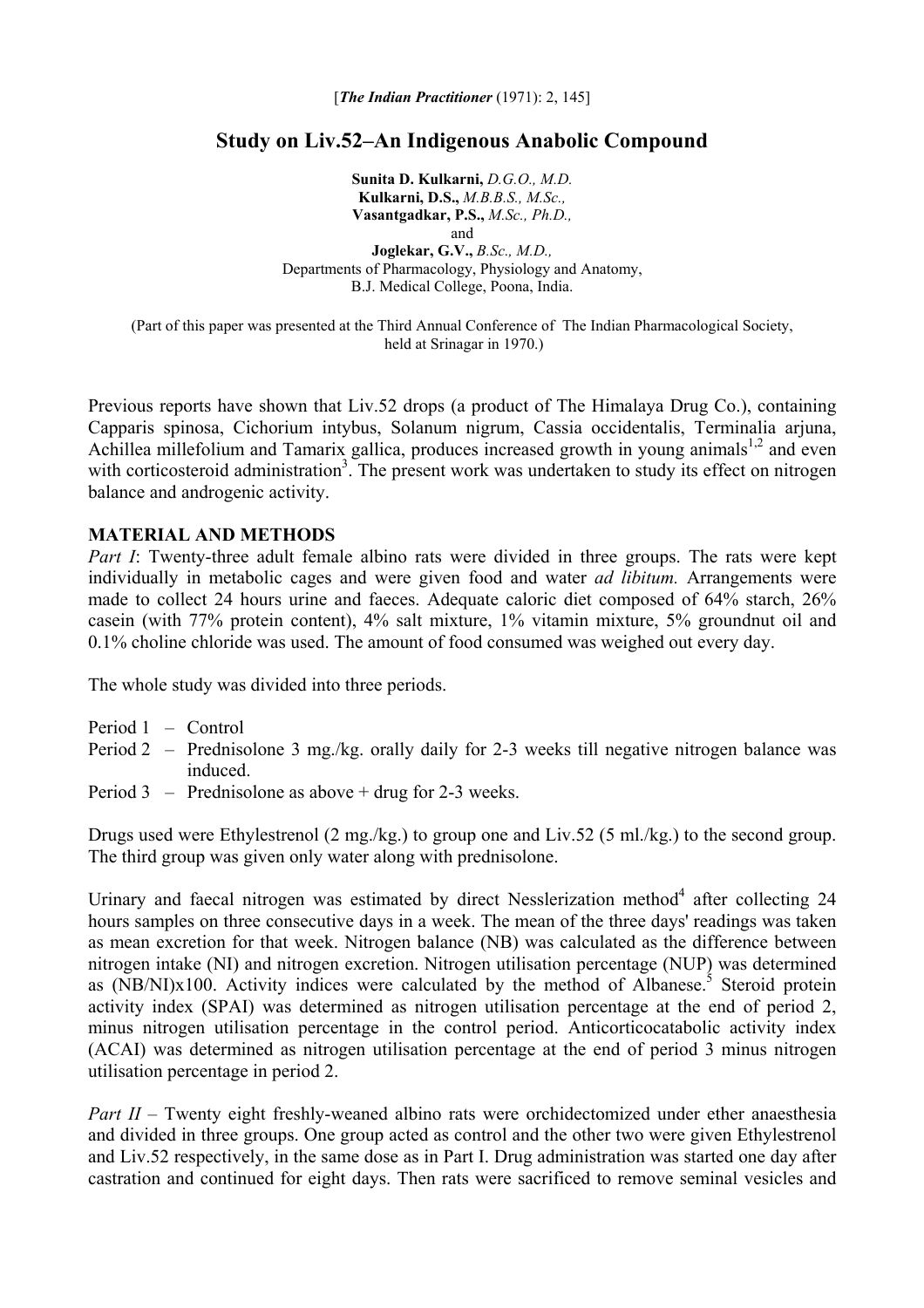[*The Indian Practitioner* (1971): 2, 145]

# Study on Liv.52–An Indigenous Anabolic Compound

**Sunita D. Kulkarni,** *D.G.O., M.D.*
**Kulkarni, D.S.,** *M.B.B.S., M.Sc.,*
**Vasantgadkar, P.S.,** *M.Sc., Ph.D.,*
and
**Joglekar, G.V.,** *B.Sc., M.D.,*
Departments of Pharmacology, Physiology and Anatomy,
B.J. Medical College, Poona, India.

(Part of this paper was presented at the Third Annual Conference of The Indian Pharmacological Society, held at Srinagar in 1970.)

Previous reports have shown that Liv.52 drops (a product of The Himalaya Drug Co.), containing Capparis spinosa, Cichorium intybus, Solanum nigrum, Cassia occidentalis, Terminalia arjuna, Achillea millefolium and Tamarix gallica, produces increased growth in young animals[1,2] and even with corticosteroid administration[3]. The present work was undertaken to study its effect on nitrogen balance and androgenic activity.

## MATERIAL AND METHODS

*Part I*: Twenty-three adult female albino rats were divided in three groups. The rats were kept individually in metabolic cages and were given food and water *ad libitum.* Arrangements were made to collect 24 hours urine and faeces. Adequate caloric diet composed of 64% starch, 26% casein (with 77% protein content), 4% salt mixture, 1% vitamin mixture, 5% groundnut oil and 0.1% choline chloride was used. The amount of food consumed was weighed out every day.

The whole study was divided into three periods.

- Period 1 – Control
- Period 2 – Prednisolone 3 mg./kg. orally daily for 2-3 weeks till negative nitrogen balance was induced.
- Period 3 – Prednisolone as above + drug for 2-3 weeks.

Drugs used were Ethylestrenol (2 mg./kg.) to group one and Liv.52 (5 ml./kg.) to the second group. The third group was given only water along with prednisolone.

Urinary and faecal nitrogen was estimated by direct Nesslerization method[4] after collecting 24 hours samples on three consecutive days in a week. The mean of the three days' readings was taken as mean excretion for that week. Nitrogen balance (NB) was calculated as the difference between nitrogen intake (NI) and nitrogen excretion. Nitrogen utilisation percentage (NUP) was determined as (NB/NI)x100. Activity indices were calculated by the method of Albanese.[5] Steroid protein activity index (SPAI) was determined as nitrogen utilisation percentage at the end of period 2, minus nitrogen utilisation percentage in the control period. Anticorticocatabolic activity index (ACAI) was determined as nitrogen utilisation percentage at the end of period 3 minus nitrogen utilisation percentage in period 2.

*Part II* – Twenty eight freshly-weaned albino rats were orchidectomized under ether anaesthesia and divided in three groups. One group acted as control and the other two were given Ethylestrenol and Liv.52 respectively, in the same dose as in Part I. Drug administration was started one day after castration and continued for eight days. Then rats were sacrificed to remove seminal vesicles and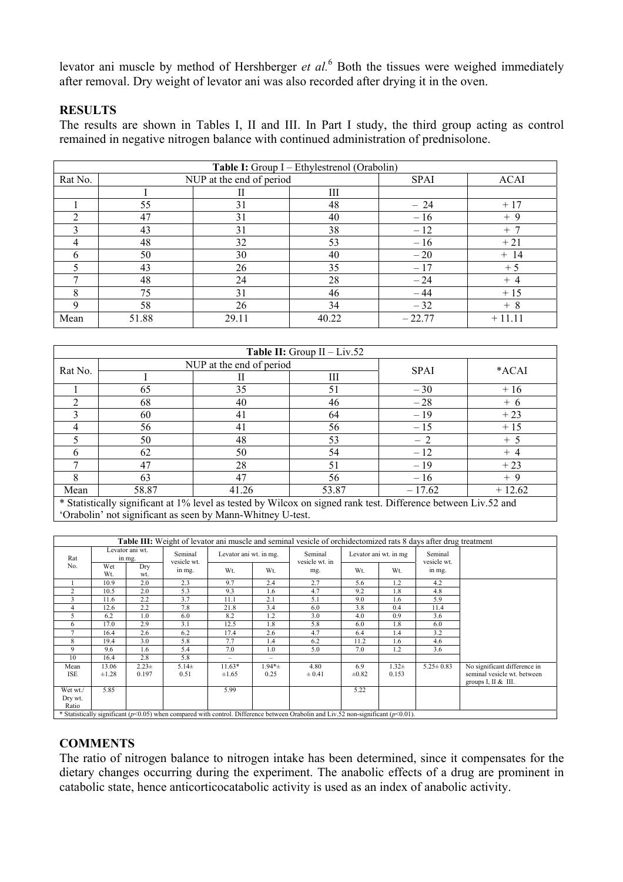levator ani muscle by method of Hershberger *et al.*[6] Both the tissues were weighed immediately after removal. Dry weight of levator ani was also recorded after drying it in the oven.

## RESULTS

The results are shown in Tables I, II and III. In Part I study, the third group acting as control remained in negative nitrogen balance with continued administration of prednisolone.

**Table I:** Group I – Ethylestrenol (Orabolin)

| Rat No. | NUP at the end of period | | | SPAI | ACAI |
|---|---|---|---|---|---|
| | I | II | III | | |
| 1 | 55 | 31 | 48 | – 24 | + 17 |
| 2 | 47 | 31 | 40 | – 16 | + 9 |
| 3 | 43 | 31 | 38 | – 12 | + 7 |
| 4 | 48 | 32 | 53 | – 16 | + 21 |
| 6 | 50 | 30 | 40 | – 20 | + 14 |
| 5 | 43 | 26 | 35 | – 17 | + 5 |
| 7 | 48 | 24 | 28 | – 24 | + 4 |
| 8 | 75 | 31 | 46 | – 44 | + 15 |
| 9 | 58 | 26 | 34 | – 32 | + 8 |
| Mean | 51.88 | 29.11 | 40.22 | – 22.77 | + 11.11 |

**Table II:** Group II – Liv.52

| Rat No. | NUP at the end of period | | | SPAI | *ACAI |
|---|---|---|---|---|---|
| | I | II | III | | |
| 1 | 65 | 35 | 51 | – 30 | + 16 |
| 2 | 68 | 40 | 46 | – 28 | + 6 |
| 3 | 60 | 41 | 64 | – 19 | + 23 |
| 4 | 56 | 41 | 56 | – 15 | + 15 |
| 5 | 50 | 48 | 53 | – 2 | + 5 |
| 6 | 62 | 50 | 54 | – 12 | + 4 |
| 7 | 47 | 28 | 51 | – 19 | + 23 |
| 8 | 63 | 47 | 56 | – 16 | + 9 |
| Mean | 58.87 | 41.26 | 53.87 | – 17.62 | + 12.62 |

* Statistically significant at 1% level as tested by Wilcox on signed rank test. Difference between Liv.52 and 'Orabolin' not significant as seen by Mann-Whitney U-test.

**Table III:** Weight of levator ani muscle and seminal vesicle of orchidectomized rats 8 days after drug treatment

| Rat No. | Levator ani wt. in mg. | | Seminal vesicle wt. in mg. | Levator ani wt. in mg. | | Seminal vesicle wt. in mg. | Levator ani wt. in mg | | Seminal vesicle wt. in mg. | |
|---|---|---|---|---|---|---|---|---|---|---|
| | Wet Wt. | Dry wt. | | Wt. | Wt. | | Wt. | Wt. | | |
| 1 | 10.9 | 2.0 | 2.3 | 9.7 | 2.4 | 2.7 | 5.6 | 1.2 | 4.2 | |
| 2 | 10.5 | 2.0 | 5.3 | 9.3 | 1.6 | 4.7 | 9.2 | 1.8 | 4.8 | |
| 3 | 11.6 | 2.2 | 3.7 | 11.1 | 2.1 | 5.1 | 9.0 | 1.6 | 5.9 | |
| 4 | 12.6 | 2.2 | 7.8 | 21.8 | 3.4 | 6.0 | 3.8 | 0.4 | 11.4 | |
| 5 | 6.2 | 1.0 | 6.0 | 8.2 | 1.2 | 3.0 | 4.0 | 0.9 | 3.6 | |
| 6 | 17.0 | 2.9 | 3.1 | 12.5 | 1.8 | 5.8 | 6.0 | 1.8 | 6.0 | |
| 7 | 16.4 | 2.6 | 6.2 | 17.4 | 2.6 | 4.7 | 6.4 | 1.4 | 3.2 | |
| 8 | 19.4 | 3.0 | 5.8 | 7.7 | 1.4 | 6.2 | 11.2 | 1.6 | 4.6 | |
| 9 | 9.6 | 1.6 | 5.4 | 7.0 | 1.0 | 5.0 | 7.0 | 1.2 | 3.6 | |
| 10 | 16.4 | 2.8 | 5.8 | – | – | | | | | |
| Mean ISE | 13.06 ±1.28 | 2.23± 0.197 | 5.14± 0.51 | 11.63* ±1.65 | 1.94*± 0.25 | 4.80 ± 0.41 | 6.9 ±0.82 | 1.32± 0.153 | 5.25± 0.83 | No significant difference in seminal vesicle wt. between groups I, II & III. |
| Wet wt./ Dry wt. Ratio | 5.85 | | | 5.99 | | | 5.22 | | | |

* Statistically significant ($p<0.05$) when compared with control. Difference between Orabolin and Liv.52 non-significant ($p<0.01$).

## COMMENTS

The ratio of nitrogen balance to nitrogen intake has been determined, since it compensates for the dietary changes occurring during the experiment. The anabolic effects of a drug are prominent in catabolic state, hence anticorticocatabolic activity is used as an index of anabolic activity.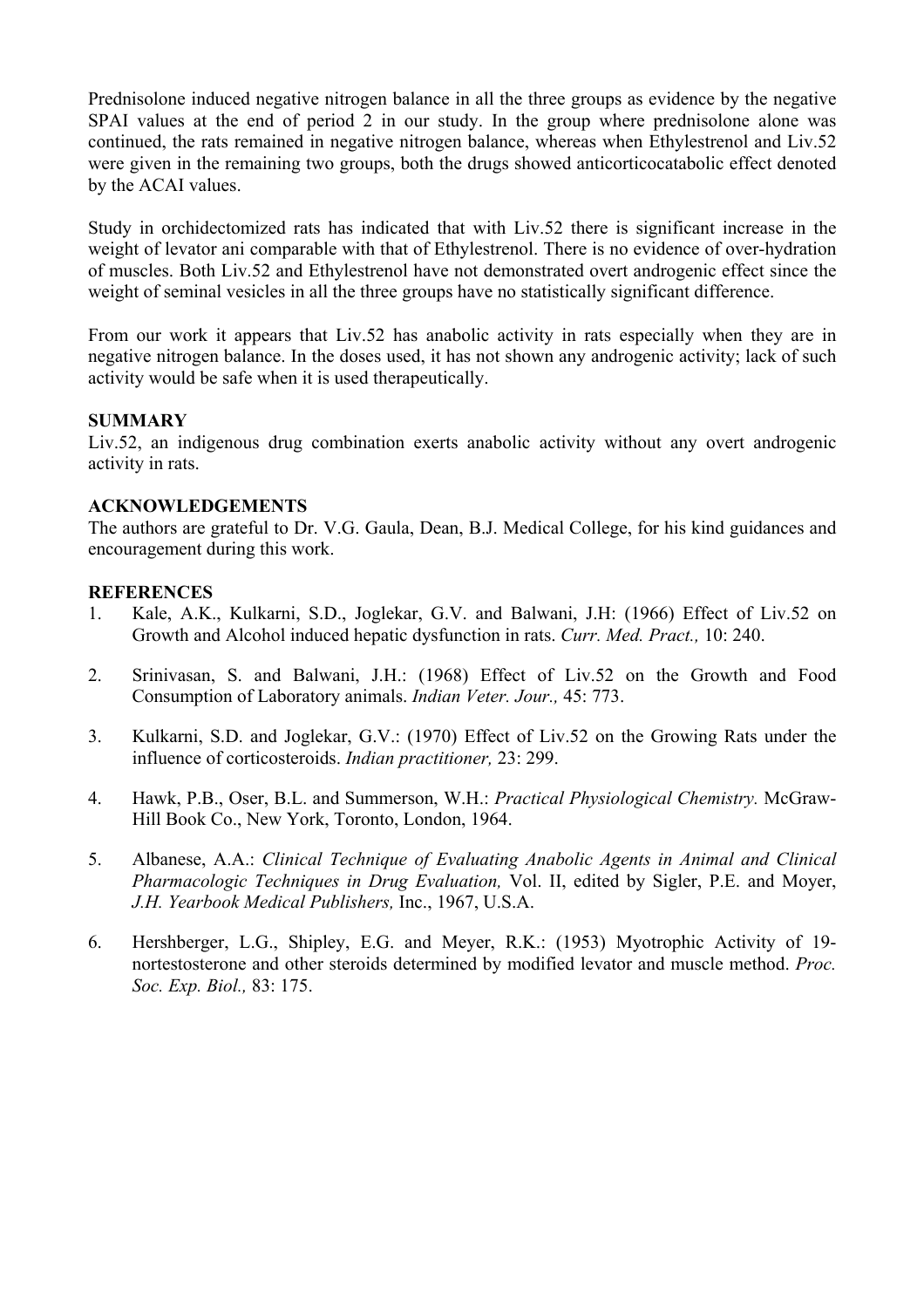Prednisolone induced negative nitrogen balance in all the three groups as evidence by the negative SPAI values at the end of period 2 in our study. In the group where prednisolone alone was continued, the rats remained in negative nitrogen balance, whereas when Ethylestrenol and Liv.52 were given in the remaining two groups, both the drugs showed anticorticocatabolic effect denoted by the ACAI values.

Study in orchidectomized rats has indicated that with Liv.52 there is significant increase in the weight of levator ani comparable with that of Ethylestrenol. There is no evidence of over-hydration of muscles. Both Liv.52 and Ethylestrenol have not demonstrated overt androgenic effect since the weight of seminal vesicles in all the three groups have no statistically significant difference.

From our work it appears that Liv.52 has anabolic activity in rats especially when they are in negative nitrogen balance. In the doses used, it has not shown any androgenic activity; lack of such activity would be safe when it is used therapeutically.

## SUMMARY

Liv.52, an indigenous drug combination exerts anabolic activity without any overt androgenic activity in rats.

## ACKNOWLEDGEMENTS

The authors are grateful to Dr. V.G. Gaula, Dean, B.J. Medical College, for his kind guidances and encouragement during this work.

## REFERENCES

1. Kale, A.K., Kulkarni, S.D., Joglekar, G.V. and Balwani, J.H: (1966) Effect of Liv.52 on Growth and Alcohol induced hepatic dysfunction in rats. *Curr. Med. Pract.,* 10: 240.

2. Srinivasan, S. and Balwani, J.H.: (1968) Effect of Liv.52 on the Growth and Food Consumption of Laboratory animals. *Indian Veter. Jour.,* 45: 773.

3. Kulkarni, S.D. and Joglekar, G.V.: (1970) Effect of Liv.52 on the Growing Rats under the influence of corticosteroids. *Indian practitioner,* 23: 299.

4. Hawk, P.B., Oser, B.L. and Summerson, W.H.: *Practical Physiological Chemistry.* McGraw-Hill Book Co., New York, Toronto, London, 1964.

5. Albanese, A.A.: *Clinical Technique of Evaluating Anabolic Agents in Animal and Clinical Pharmacologic Techniques in Drug Evaluation,* Vol. II, edited by Sigler, P.E. and Moyer, *J.H. Yearbook Medical Publishers,* Inc., 1967, U.S.A.

6. Hershberger, L.G., Shipley, E.G. and Meyer, R.K.: (1953) Myotrophic Activity of 19-nortestosterone and other steroids determined by modified levator and muscle method. *Proc. Soc. Exp. Biol.,* 83: 175.